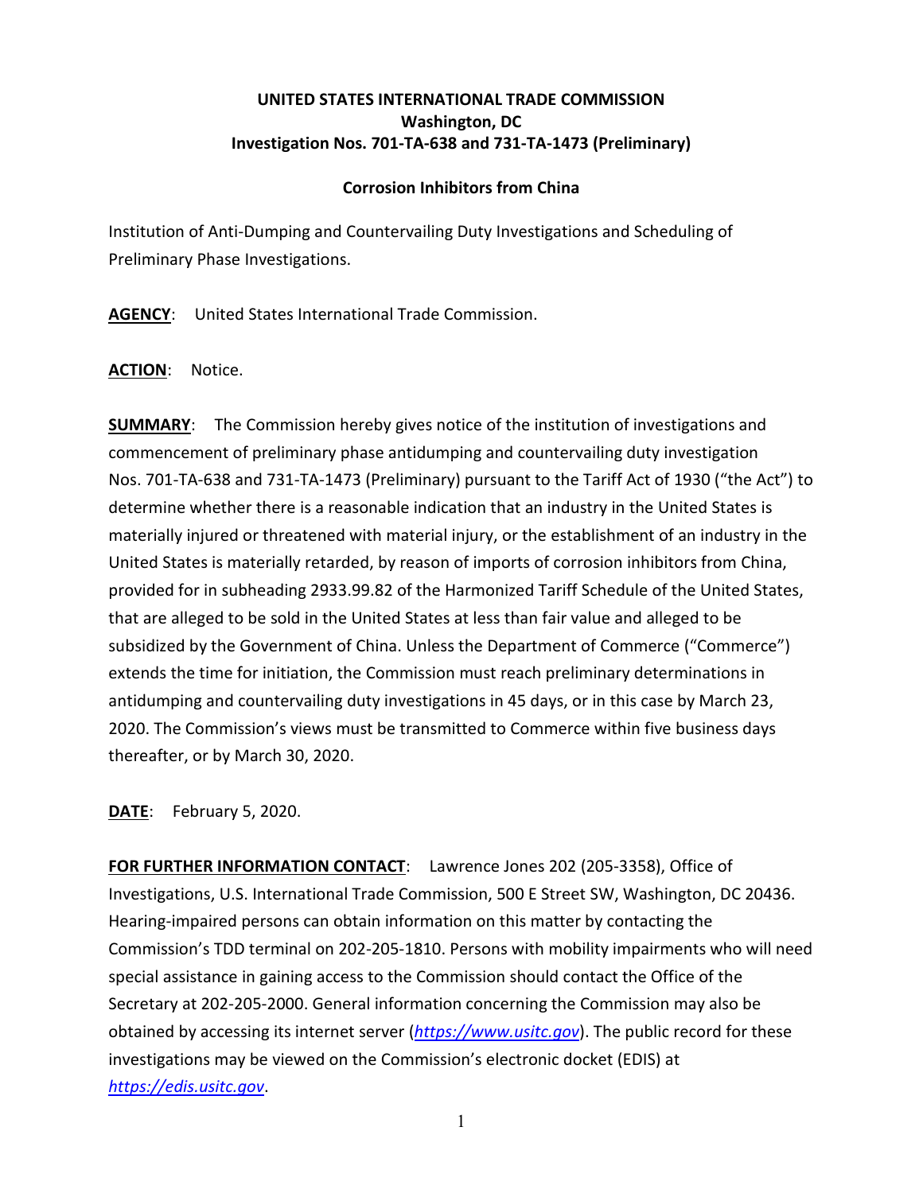**UNITED STATES INTERNATIONAL TRADE COMMISSION**
**Washington, DC**
**Investigation Nos. 701-TA-638 and 731-TA-1473 (Preliminary)**

**Corrosion Inhibitors from China**

Institution of Anti-Dumping and Countervailing Duty Investigations and Scheduling of Preliminary Phase Investigations.

**AGENCY**: United States International Trade Commission.

**ACTION**: Notice.

**SUMMARY**: The Commission hereby gives notice of the institution of investigations and commencement of preliminary phase antidumping and countervailing duty investigation Nos. 701-TA-638 and 731-TA-1473 (Preliminary) pursuant to the Tariff Act of 1930 ("the Act") to determine whether there is a reasonable indication that an industry in the United States is materially injured or threatened with material injury, or the establishment of an industry in the United States is materially retarded, by reason of imports of corrosion inhibitors from China, provided for in subheading 2933.99.82 of the Harmonized Tariff Schedule of the United States, that are alleged to be sold in the United States at less than fair value and alleged to be subsidized by the Government of China. Unless the Department of Commerce ("Commerce") extends the time for initiation, the Commission must reach preliminary determinations in antidumping and countervailing duty investigations in 45 days, or in this case by March 23, 2020. The Commission's views must be transmitted to Commerce within five business days thereafter, or by March 30, 2020.

**DATE**: February 5, 2020.

**FOR FURTHER INFORMATION CONTACT**: Lawrence Jones 202 (205-3358), Office of Investigations, U.S. International Trade Commission, 500 E Street SW, Washington, DC 20436. Hearing-impaired persons can obtain information on this matter by contacting the Commission's TDD terminal on 202-205-1810. Persons with mobility impairments who will need special assistance in gaining access to the Commission should contact the Office of the Secretary at 202-205-2000. General information concerning the Commission may also be obtained by accessing its internet server (*https://www.usitc.gov*). The public record for these investigations may be viewed on the Commission's electronic docket (EDIS) at *https://edis.usitc.gov*.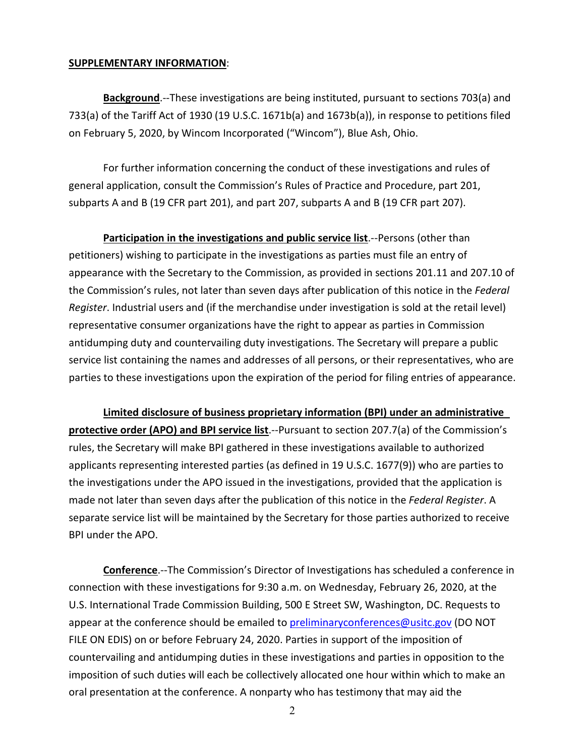**SUPPLEMENTARY INFORMATION**:

**Background**.--These investigations are being instituted, pursuant to sections 703(a) and 733(a) of the Tariff Act of 1930 (19 U.S.C. 1671b(a) and 1673b(a)), in response to petitions filed on February 5, 2020, by Wincom Incorporated ("Wincom"), Blue Ash, Ohio.

For further information concerning the conduct of these investigations and rules of general application, consult the Commission's Rules of Practice and Procedure, part 201, subparts A and B (19 CFR part 201), and part 207, subparts A and B (19 CFR part 207).

**Participation in the investigations and public service list**.--Persons (other than petitioners) wishing to participate in the investigations as parties must file an entry of appearance with the Secretary to the Commission, as provided in sections 201.11 and 207.10 of the Commission's rules, not later than seven days after publication of this notice in the *Federal Register*. Industrial users and (if the merchandise under investigation is sold at the retail level) representative consumer organizations have the right to appear as parties in Commission antidumping duty and countervailing duty investigations. The Secretary will prepare a public service list containing the names and addresses of all persons, or their representatives, who are parties to these investigations upon the expiration of the period for filing entries of appearance.

**Limited disclosure of business proprietary information (BPI) under an administrative protective order (APO) and BPI service list**.--Pursuant to section 207.7(a) of the Commission's rules, the Secretary will make BPI gathered in these investigations available to authorized applicants representing interested parties (as defined in 19 U.S.C. 1677(9)) who are parties to the investigations under the APO issued in the investigations, provided that the application is made not later than seven days after the publication of this notice in the *Federal Register*. A separate service list will be maintained by the Secretary for those parties authorized to receive BPI under the APO.

**Conference**.--The Commission's Director of Investigations has scheduled a conference in connection with these investigations for 9:30 a.m. on Wednesday, February 26, 2020, at the U.S. International Trade Commission Building, 500 E Street SW, Washington, DC. Requests to appear at the conference should be emailed to preliminaryconferences@usitc.gov (DO NOT FILE ON EDIS) on or before February 24, 2020. Parties in support of the imposition of countervailing and antidumping duties in these investigations and parties in opposition to the imposition of such duties will each be collectively allocated one hour within which to make an oral presentation at the conference. A nonparty who has testimony that may aid the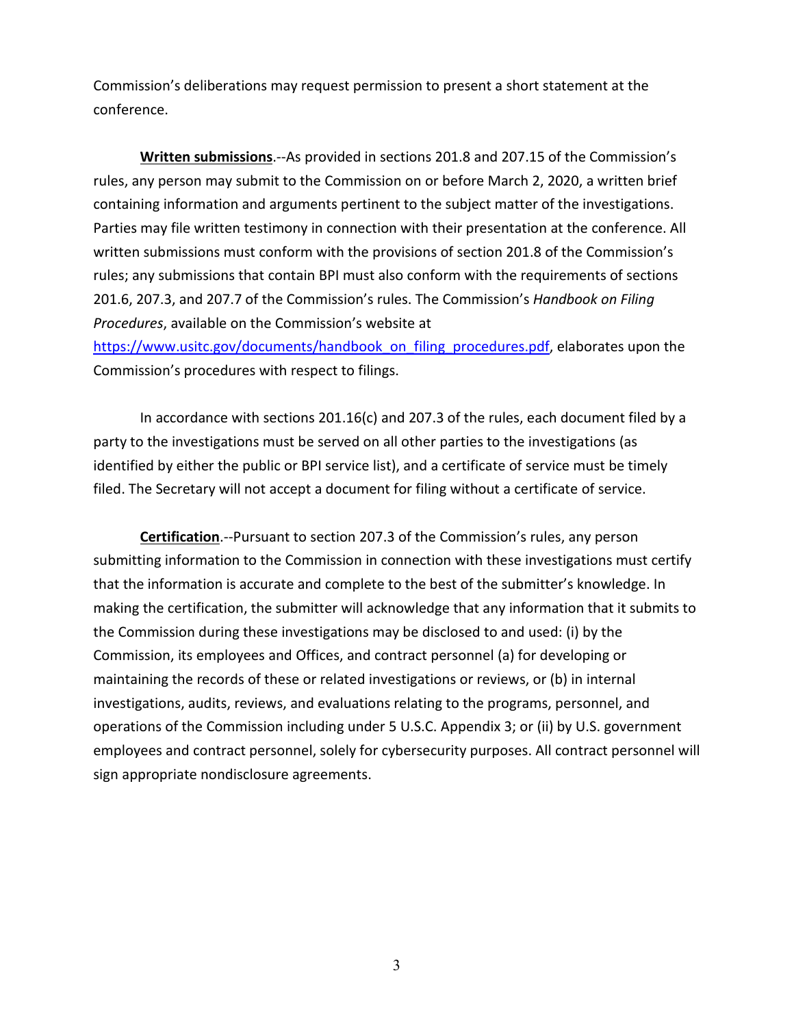Commission's deliberations may request permission to present a short statement at the conference.

**Written submissions**.--As provided in sections 201.8 and 207.15 of the Commission's rules, any person may submit to the Commission on or before March 2, 2020, a written brief containing information and arguments pertinent to the subject matter of the investigations. Parties may file written testimony in connection with their presentation at the conference. All written submissions must conform with the provisions of section 201.8 of the Commission's rules; any submissions that contain BPI must also conform with the requirements of sections 201.6, 207.3, and 207.7 of the Commission's rules. The Commission's *Handbook on Filing Procedures*, available on the Commission's website at https://www.usitc.gov/documents/handbook_on_filing_procedures.pdf, elaborates upon the Commission's procedures with respect to filings.

In accordance with sections 201.16(c) and 207.3 of the rules, each document filed by a party to the investigations must be served on all other parties to the investigations (as identified by either the public or BPI service list), and a certificate of service must be timely filed. The Secretary will not accept a document for filing without a certificate of service.

**Certification**.--Pursuant to section 207.3 of the Commission's rules, any person submitting information to the Commission in connection with these investigations must certify that the information is accurate and complete to the best of the submitter's knowledge. In making the certification, the submitter will acknowledge that any information that it submits to the Commission during these investigations may be disclosed to and used: (i) by the Commission, its employees and Offices, and contract personnel (a) for developing or maintaining the records of these or related investigations or reviews, or (b) in internal investigations, audits, reviews, and evaluations relating to the programs, personnel, and operations of the Commission including under 5 U.S.C. Appendix 3; or (ii) by U.S. government employees and contract personnel, solely for cybersecurity purposes. All contract personnel will sign appropriate nondisclosure agreements.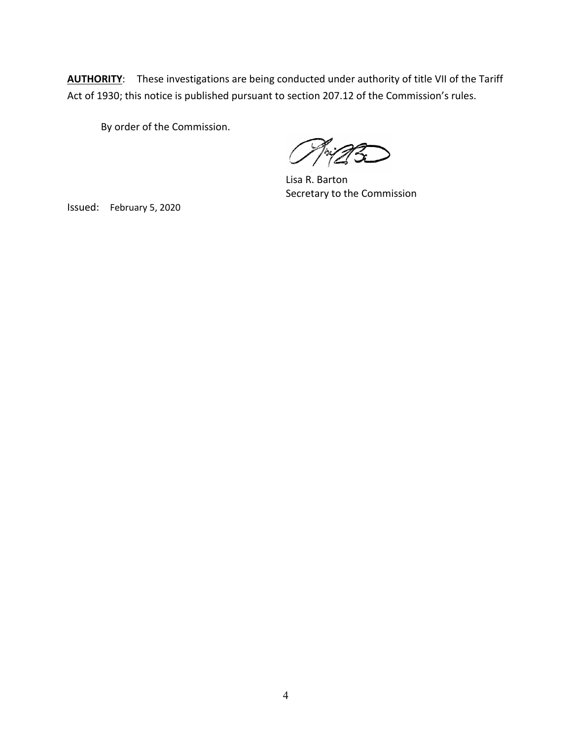**AUTHORITY**: These investigations are being conducted under authority of title VII of the Tariff Act of 1930; this notice is published pursuant to section 207.12 of the Commission's rules.

By order of the Commission.

Lisa R. Barton
Secretary to the Commission

Issued: February 5, 2020